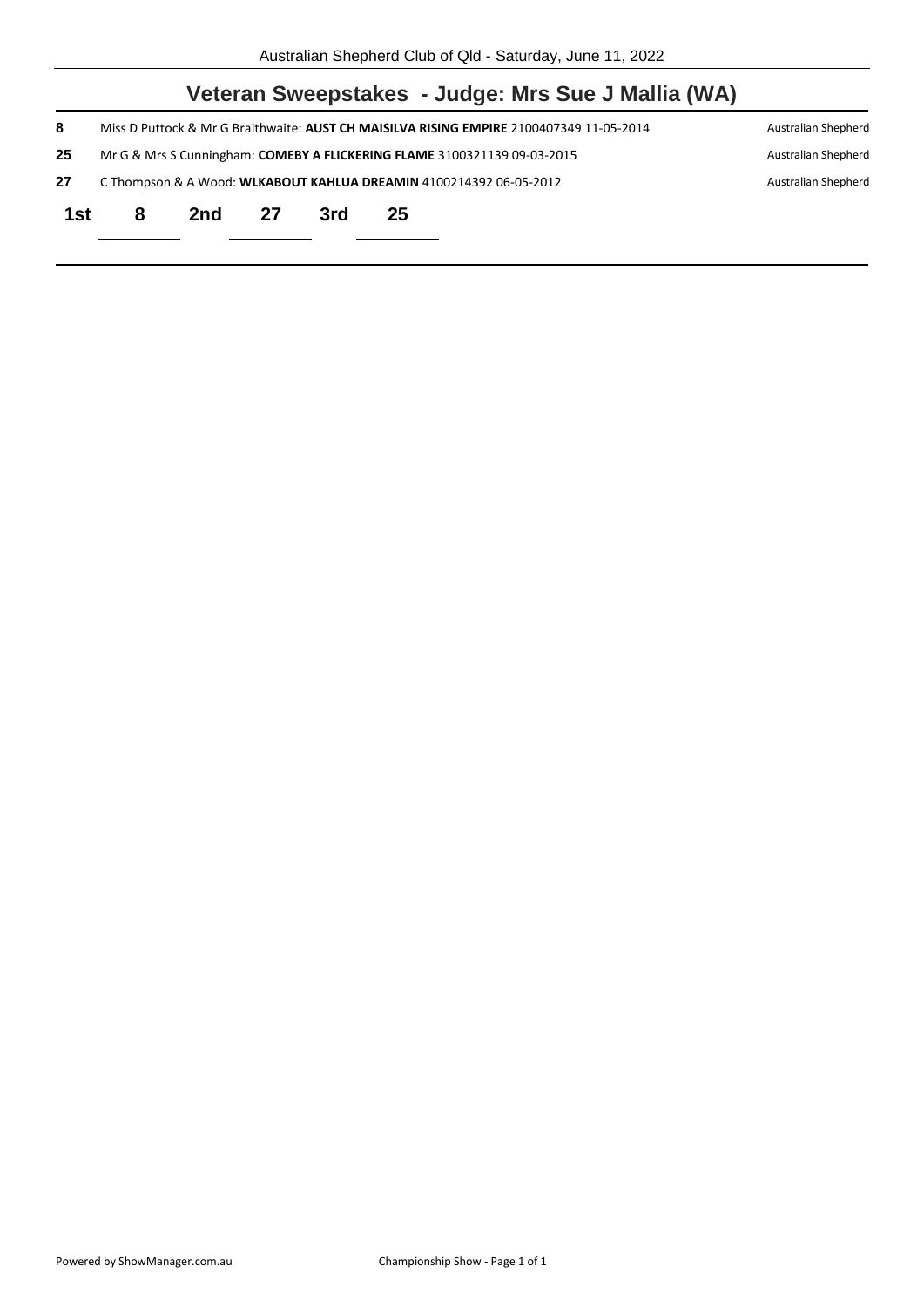Australian Shepherd Club of Qld - Saturday, June 11, 2022

## Veteran Sweepstakes - Judge: Mrs Sue J Mallia (WA)

| | | |
|---|---|---|
| **8** | Miss D Puttock & Mr G Braithwaite: **AUST CH MAISILVA RISING EMPIRE** 2100407349 11-05-2014 | Australian Shepherd |
| **25** | Mr G & Mrs S Cunningham: **COMEBY A FLICKERING FLAME** 3100321139 09-03-2015 | Australian Shepherd |
| **27** | C Thompson & A Wood: **WLKABOUT KAHLUA DREAMIN** 4100214392 06-05-2012 | Australian Shepherd |

**1st** 8 **2nd** 27 **3rd** 25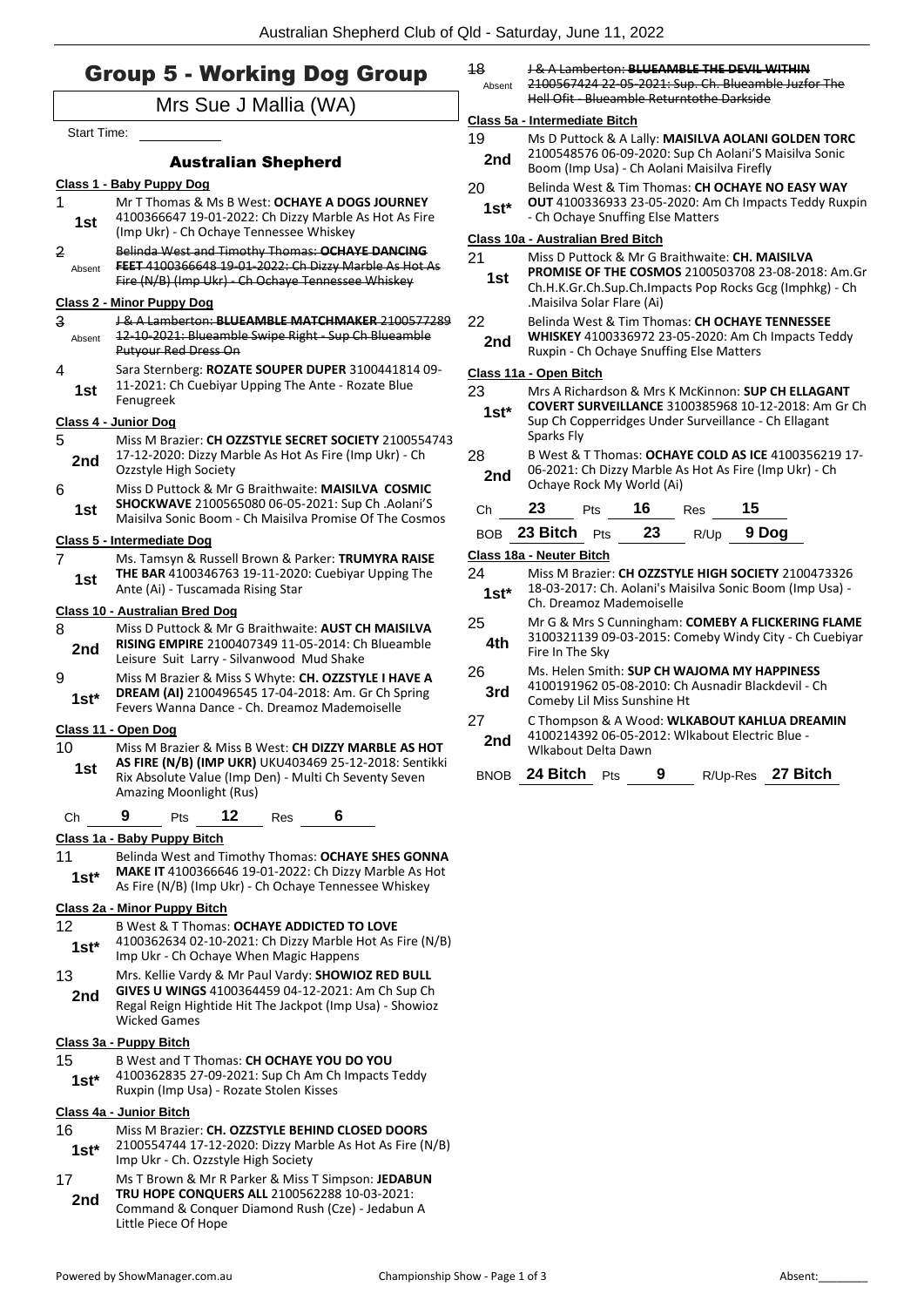# Group 5 - Working Dog Group

## Mrs Sue J Mallia (WA)

Start Time: ___________

### Australian Shepherd

**Class 1 - Baby Puppy Dog**

1 — 1st — Mr T Thomas & Ms B West: **OCHAYE A DOGS JOURNEY** 4100366647 19-01-2022: Ch Dizzy Marble As Hot As Fire (Imp Ukr) - Ch Ochaye Tennessee Whiskey

2 — Absent — ~~Belinda West and Timothy Thomas: **OCHAYE DANCING FEET** 4100366648 19-01-2022: Ch Dizzy Marble As Hot As Fire (N/B) (Imp Ukr) - Ch Ochaye Tennessee Whiskey~~

**Class 2 - Minor Puppy Dog**

3 — Absent — ~~J & A Lamberton: **BLUEAMBLE MATCHMAKER** 2100577289 12-10-2021: Blueamble Swipe Right - Sup Ch Blueamble Putyour Red Dress On~~

4 — 1st — Sara Sternberg: **ROZATE SOUPER DUPER** 3100441814 09-11-2021: Ch Cuebiyar Upping The Ante - Rozate Blue Fenugreek

**Class 4 - Junior Dog**

5 — 2nd — Miss M Brazier: **CH OZZSTYLE SECRET SOCIETY** 2100554743 17-12-2020: Dizzy Marble As Hot As Fire (Imp Ukr) - Ch Ozzstyle High Society

6 — 1st — Miss D Puttock & Mr G Braithwaite: **MAISILVA COSMIC SHOCKWAVE** 2100565080 06-05-2021: Sup Ch .Aolani'S Maisilva Sonic Boom - Ch Maisilva Promise Of The Cosmos

**Class 5 - Intermediate Dog**

7 — 1st — Ms. Tamsyn & Russell Brown & Parker: **TRUMYRA RAISE THE BAR** 4100346763 19-11-2020: Cuebiyar Upping The Ante (Ai) - Tuscamada Rising Star

**Class 10 - Australian Bred Dog**

8 — 2nd — Miss D Puttock & Mr G Braithwaite: **AUST CH MAISILVA RISING EMPIRE** 2100407349 11-05-2014: Ch Blueamble Leisure Suit Larry - Silvanwood Mud Shake

9 — 1st* — Miss M Brazier & Miss S Whyte: **CH. OZZSTYLE I HAVE A DREAM (AI)** 2100496545 17-04-2018: Am. Gr Ch Spring Fevers Wanna Dance - Ch. Dreamoz Mademoiselle

**Class 11 - Open Dog**

10 — 1st — Miss M Brazier & Miss B West: **CH DIZZY MARBLE AS HOT AS FIRE (N/B) (IMP UKR)** UKU403469 25-12-2018: Sentikki Rix Absolute Value (Imp Den) - Multi Ch Seventy Seven Amazing Moonlight (Rus)

Ch **9** Pts **12** Res **6**

**Class 1a - Baby Puppy Bitch**

11 — 1st* — Belinda West and Timothy Thomas: **OCHAYE SHES GONNA MAKE IT** 4100366646 19-01-2022: Ch Dizzy Marble As Hot As Fire (N/B) (Imp Ukr) - Ch Ochaye Tennessee Whiskey

**Class 2a - Minor Puppy Bitch**

12 — 1st* — B West & T Thomas: **OCHAYE ADDICTED TO LOVE** 4100362634 02-10-2021: Ch Dizzy Marble Hot As Fire (N/B) Imp Ukr - Ch Ochaye When Magic Happens

13 — 2nd — Mrs. Kellie Vardy & Mr Paul Vardy: **SHOWIOZ RED BULL GIVES U WINGS** 4100364459 04-12-2021: Am Ch Sup Ch Regal Reign Hightide Hit The Jackpot (Imp Usa) - Showioz Wicked Games

**Class 3a - Puppy Bitch**

15 — 1st* — B West and T Thomas: **CH OCHAYE YOU DO YOU** 4100362835 27-09-2021: Sup Ch Am Ch Impacts Teddy Ruxpin (Imp Usa) - Rozate Stolen Kisses

**Class 4a - Junior Bitch**

16 — 1st* — Miss M Brazier: **CH. OZZSTYLE BEHIND CLOSED DOORS** 2100554744 17-12-2020: Dizzy Marble As Hot As Fire (N/B) Imp Ukr - Ch. Ozzstyle High Society

17 — 2nd — Ms T Brown & Mr R Parker & Miss T Simpson: **JEDABUN TRU HOPE CONQUERS ALL** 2100562288 10-03-2021: Command & Conquer Diamond Rush (Cze) - Jedabun A Little Piece Of Hope

18 — Absent — ~~J & A Lamberton: **BLUEAMBLE THE DEVIL WITHIN** 2100567424 22-05-2021: Sup. Ch. Blueamble Juzfor The Hell Ofit - Blueamble Returntothe Darkside~~

**Class 5a - Intermediate Bitch**

19 — 2nd — Ms D Puttock & A Lally: **MAISILVA AOLANI GOLDEN TORC** 2100548576 06-09-2020: Sup Ch Aolani'S Maisilva Sonic Boom (Imp Usa) - Ch Aolani Maisilva Firefly

20 — 1st* — Belinda West & Tim Thomas: **CH OCHAYE NO EASY WAY OUT** 4100336933 23-05-2020: Am Ch Impacts Teddy Ruxpin - Ch Ochaye Snuffing Else Matters

**Class 10a - Australian Bred Bitch**

21 — 1st — Miss D Puttock & Mr G Braithwaite: **CH. MAISILVA PROMISE OF THE COSMOS** 2100503708 23-08-2018: Am.Gr Ch.H.K.Gr.Ch.Sup.Ch.Impacts Pop Rocks Gcg (Imphkg) - Ch .Maisilva Solar Flare (Ai)

22 — 2nd — Belinda West & Tim Thomas: **CH OCHAYE TENNESSEE WHISKEY** 4100336972 23-05-2020: Am Ch Impacts Teddy Ruxpin - Ch Ochaye Snuffing Else Matters

**Class 11a - Open Bitch**

23 — 1st* — Mrs A Richardson & Mrs K McKinnon: **SUP CH ELLAGANT COVERT SURVEILLANCE** 3100385968 10-12-2018: Am Gr Ch Sup Ch Copperridges Under Surveillance - Ch Ellagant Sparks Fly

28 — 2nd — B West & T Thomas: **OCHAYE COLD AS ICE** 4100356219 17-06-2021: Ch Dizzy Marble As Hot As Fire (Imp Ukr) - Ch Ochaye Rock My World (Ai)

Ch **23** Pts **16** Res **15**

BOB **23 Bitch** Pts **23** R/Up **9 Dog**

**Class 18a - Neuter Bitch**

24 — 1st* — Miss M Brazier: **CH OZZSTYLE HIGH SOCIETY** 2100473326 18-03-2017: Ch. Aolani's Maisilva Sonic Boom (Imp Usa) - Ch. Dreamoz Mademoiselle

25 — 4th — Mr G & Mrs S Cunningham: **COMEBY A FLICKERING FLAME** 3100321139 09-03-2015: Comeby Windy City - Ch Cuebiyar Fire In The Sky

26 — 3rd — Ms. Helen Smith: **SUP CH WAJOMA MY HAPPINESS** 4100191962 05-08-2010: Ch Ausnadir Blackdevil - Ch Comeby Lil Miss Sunshine Ht

27 — 2nd — C Thompson & A Wood: **WLKABOUT KAHLUA DREAMIN** 4100214392 06-05-2012: Wlkabout Electric Blue - Wlkabout Delta Dawn

BNOB **24 Bitch** Pts **9** R/Up-Res **27 Bitch**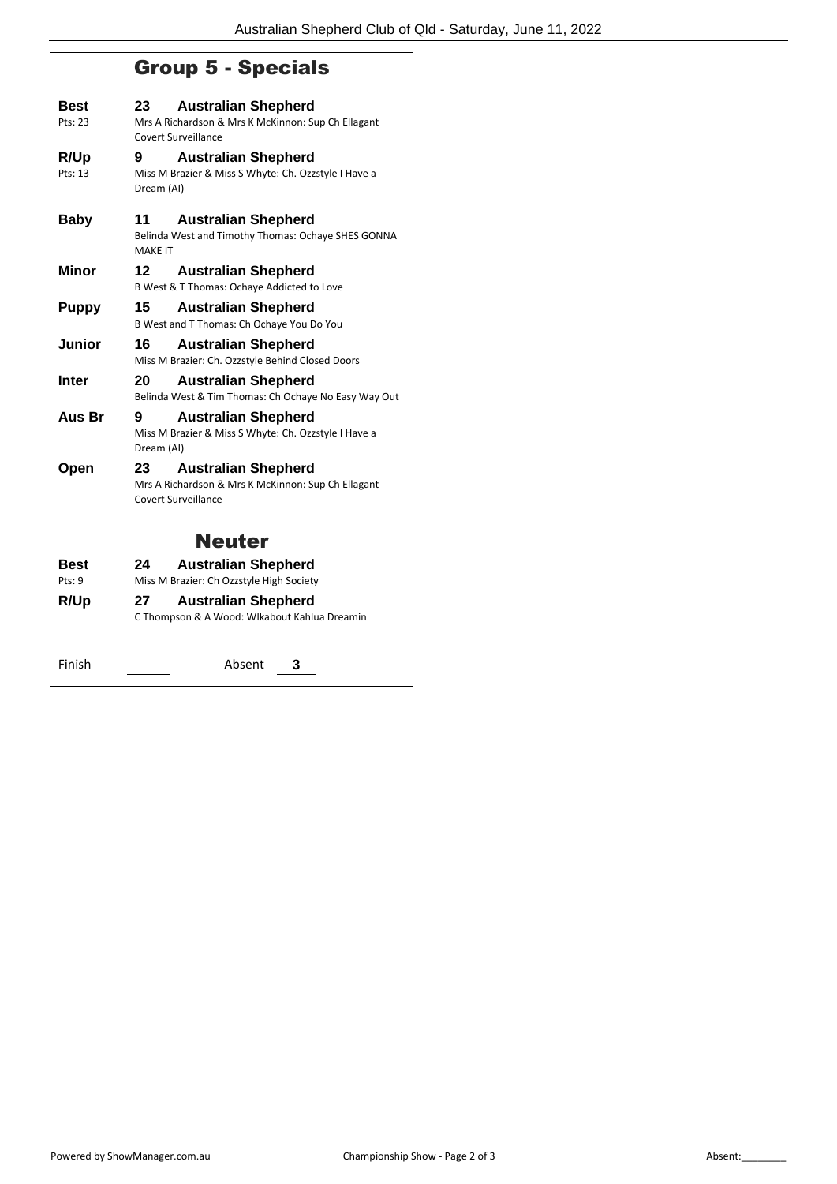## Group 5 - Specials

**Best** — Pts: 23
**23 Australian Shepherd**
Mrs A Richardson & Mrs K McKinnon: Sup Ch Ellagant Covert Surveillance

**R/Up** — Pts: 13
**9 Australian Shepherd**
Miss M Brazier & Miss S Whyte: Ch. Ozzstyle I Have a Dream (AI)

**Baby**
**11 Australian Shepherd**
Belinda West and Timothy Thomas: Ochaye SHES GONNA MAKE IT

**Minor**
**12 Australian Shepherd**
B West & T Thomas: Ochaye Addicted to Love

**Puppy**
**15 Australian Shepherd**
B West and T Thomas: Ch Ochaye You Do You

**Junior**
**16 Australian Shepherd**
Miss M Brazier: Ch. Ozzstyle Behind Closed Doors

**Inter**
**20 Australian Shepherd**
Belinda West & Tim Thomas: Ch Ochaye No Easy Way Out

**Aus Br**
**9 Australian Shepherd**
Miss M Brazier & Miss S Whyte: Ch. Ozzstyle I Have a Dream (AI)

**Open**
**23 Australian Shepherd**
Mrs A Richardson & Mrs K McKinnon: Sup Ch Ellagant Covert Surveillance

## Neuter

**Best** — Pts: 9
**24 Australian Shepherd**
Miss M Brazier: Ch Ozzstyle High Society

**R/Up**
**27 Australian Shepherd**
C Thompson & A Wood: Wlkabout Kahlua Dreamin

Finish ______ Absent **3**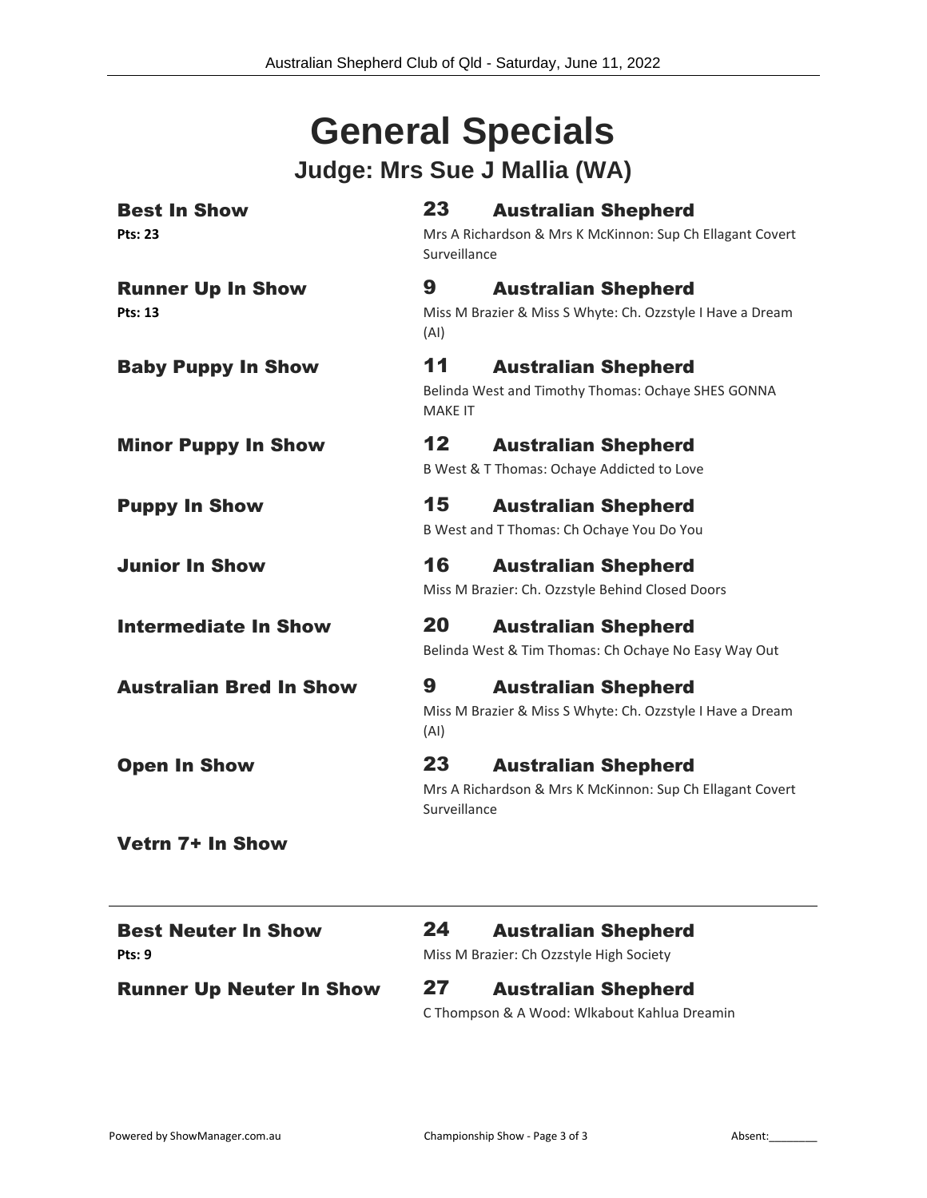# General Specials

## Judge: Mrs Sue J Mallia (WA)

**Best In Show**
**Pts: 23**
**23 Australian Shepherd**
Mrs A Richardson & Mrs K McKinnon: Sup Ch Ellagant Covert Surveillance

**Runner Up In Show**
**Pts: 13**
**9 Australian Shepherd**
Miss M Brazier & Miss S Whyte: Ch. Ozzstyle I Have a Dream (AI)

**Baby Puppy In Show**
**11 Australian Shepherd**
Belinda West and Timothy Thomas: Ochaye SHES GONNA MAKE IT

**Minor Puppy In Show**
**12 Australian Shepherd**
B West & T Thomas: Ochaye Addicted to Love

**Puppy In Show**
**15 Australian Shepherd**
B West and T Thomas: Ch Ochaye You Do You

**Junior In Show**
**16 Australian Shepherd**
Miss M Brazier: Ch. Ozzstyle Behind Closed Doors

**Intermediate In Show**
**20 Australian Shepherd**
Belinda West & Tim Thomas: Ch Ochaye No Easy Way Out

**Australian Bred In Show**
**9 Australian Shepherd**
Miss M Brazier & Miss S Whyte: Ch. Ozzstyle I Have a Dream (AI)

**Open In Show**
**23 Australian Shepherd**
Mrs A Richardson & Mrs K McKinnon: Sup Ch Ellagant Covert Surveillance

**Vetrn 7+ In Show**

---

**Best Neuter In Show**
**Pts: 9**
**24 Australian Shepherd**
Miss M Brazier: Ch Ozzstyle High Society

**Runner Up Neuter In Show**
**27 Australian Shepherd**
C Thompson & A Wood: Wlkabout Kahlua Dreamin